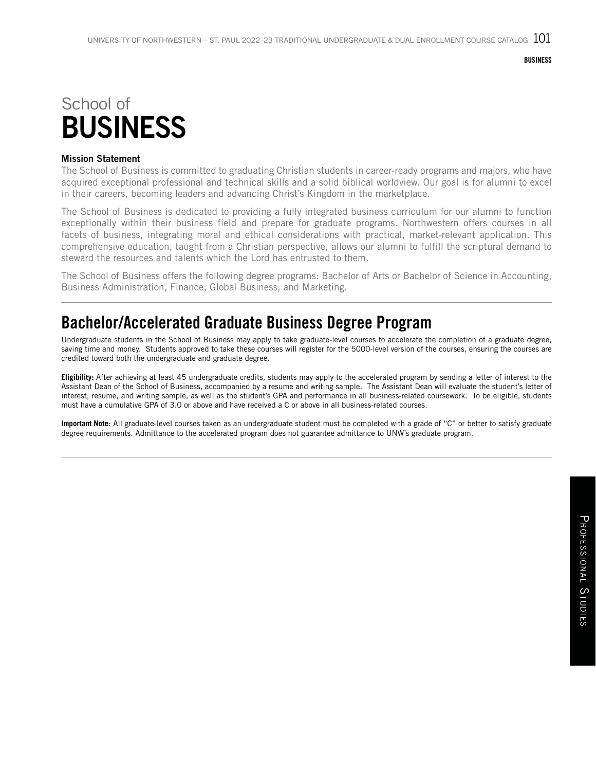# School of BUSINESS

**Mission Statement**

The School of Business is committed to graduating Christian students in career-ready programs and majors, who have acquired exceptional professional and technical skills and a solid biblical worldview. Our goal is for alumni to excel in their careers, becoming leaders and advancing Christ's Kingdom in the marketplace.

The School of Business is dedicated to providing a fully integrated business curriculum for our alumni to function exceptionally within their business field and prepare for graduate programs. Northwestern offers courses in all facets of business, integrating moral and ethical considerations with practical, market-relevant application. This comprehensive education, taught from a Christian perspective, allows our alumni to fulfill the scriptural demand to steward the resources and talents which the Lord has entrusted to them.

The School of Business offers the following degree programs: Bachelor of Arts or Bachelor of Science in Accounting, Business Administration, Finance, Global Business, and Marketing.

## Bachelor/Accelerated Graduate Business Degree Program

Undergraduate students in the School of Business may apply to take graduate-level courses to accelerate the completion of a graduate degree, saving time and money. Students approved to take these courses will register for the 5000-level version of the courses, ensuring the courses are credited toward both the undergraduate and graduate degree.

**Eligibility:** After achieving at least 45 undergraduate credits, students may apply to the accelerated program by sending a letter of interest to the Assistant Dean of the School of Business, accompanied by a resume and writing sample. The Assistant Dean will evaluate the student's letter of interest, resume, and writing sample, as well as the student's GPA and performance in all business-related coursework. To be eligible, students must have a cumulative GPA of 3.0 or above and have received a C or above in all business-related courses.

**Important Note**: All graduate-level courses taken as an undergraduate student must be completed with a grade of "C" or better to satisfy graduate degree requirements. Admittance to the accelerated program does not guarantee admittance to UNW's graduate program.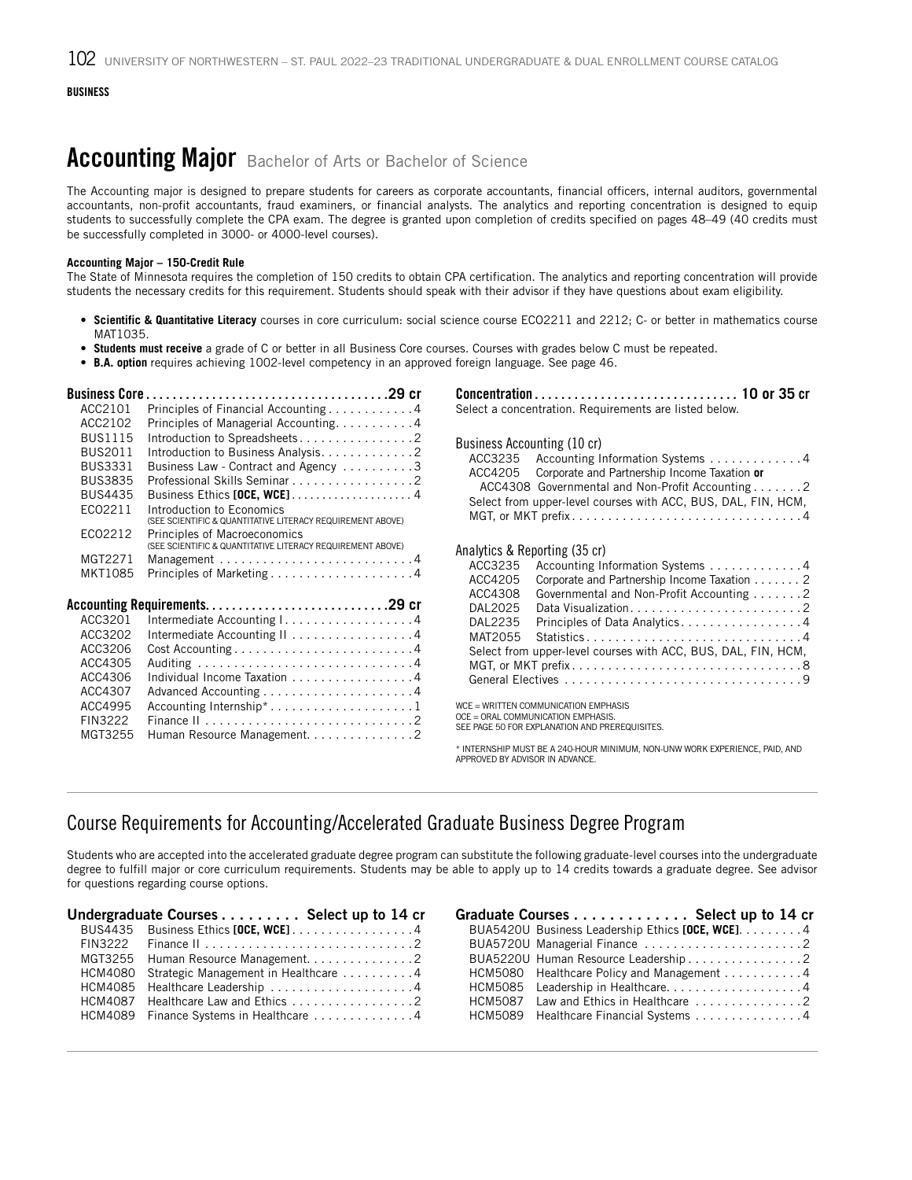BUSINESS

# Accounting Major Bachelor of Arts or Bachelor of Science

The Accounting major is designed to prepare students for careers as corporate accountants, financial officers, internal auditors, governmental accountants, non-profit accountants, fraud examiners, or financial analysts. The analytics and reporting concentration is designed to equip students to successfully complete the CPA exam. The degree is granted upon completion of credits specified on pages 48–49 (40 credits must be successfully completed in 3000- or 4000-level courses).

**Accounting Major – 150-Credit Rule**

The State of Minnesota requires the completion of 150 credits to obtain CPA certification. The analytics and reporting concentration will provide students the necessary credits for this requirement. Students should speak with their advisor if they have questions about exam eligibility.

- **Scientific & Quantitative Literacy** courses in core curriculum: social science course ECO2211 and 2212; C- or better in mathematics course MAT1035.
- **Students must receive** a grade of C or better in all Business Core courses. Courses with grades below C must be repeated.
- **B.A. option** requires achieving 1002-level competency in an approved foreign language. See page 46.

**Business Core .......... 29 cr**

| Course | Title | Credits |
|---|---|---|
| ACC2101 | Principles of Financial Accounting | 4 |
| ACC2102 | Principles of Managerial Accounting | 4 |
| BUS1115 | Introduction to Spreadsheets | 2 |
| BUS2011 | Introduction to Business Analysis | 2 |
| BUS3331 | Business Law - Contract and Agency | 3 |
| BUS3835 | Professional Skills Seminar | 2 |
| BUS4435 | Business Ethics **[OCE, WCE]** | 4 |
| ECO2211 | Introduction to Economics (SEE SCIENTIFIC & QUANTITATIVE LITERACY REQUIREMENT ABOVE) | |
| ECO2212 | Principles of Macroeconomics (SEE SCIENTIFIC & QUANTITATIVE LITERACY REQUIREMENT ABOVE) | |
| MGT2271 | Management | 4 |
| MKT1085 | Principles of Marketing | 4 |

**Accounting Requirements .......... 29 cr**

| Course | Title | Credits |
|---|---|---|
| ACC3201 | Intermediate Accounting I | 4 |
| ACC3202 | Intermediate Accounting II | 4 |
| ACC3206 | Cost Accounting | 4 |
| ACC4305 | Auditing | 4 |
| ACC4306 | Individual Income Taxation | 4 |
| ACC4307 | Advanced Accounting | 4 |
| ACC4995 | Accounting Internship* | 1 |
| FIN3222 | Finance II | 2 |
| MGT3255 | Human Resource Management | 2 |

**Concentration .......... 10 or 35 cr**

Select a concentration. Requirements are listed below.

Business Accounting (10 cr)

| Course | Title | Credits |
|---|---|---|
| ACC3235 | Accounting Information Systems | 4 |
| ACC4205 | Corporate and Partnership Income Taxation **or** ACC4308 Governmental and Non-Profit Accounting | 2 |
| | Select from upper-level courses with ACC, BUS, DAL, FIN, HCM, MGT, or MKT prefix | 4 |

Analytics & Reporting (35 cr)

| Course | Title | Credits |
|---|---|---|
| ACC3235 | Accounting Information Systems | 4 |
| ACC4205 | Corporate and Partnership Income Taxation | 2 |
| ACC4308 | Governmental and Non-Profit Accounting | 2 |
| DAL2025 | Data Visualization | 2 |
| DAL2235 | Principles of Data Analytics | 4 |
| MAT2055 | Statistics | 4 |
| | Select from upper-level courses with ACC, BUS, DAL, FIN, HCM, MGT, or MKT prefix | 8 |
| | General Electives | 9 |

WCE = WRITTEN COMMUNICATION EMPHASIS
OCE = ORAL COMMUNICATION EMPHASIS.
SEE PAGE 50 FOR EXPLANATION AND PREREQUISITES.

* INTERNSHIP MUST BE A 240-HOUR MINIMUM, NON-UNW WORK EXPERIENCE, PAID, AND APPROVED BY ADVISOR IN ADVANCE.

## Course Requirements for Accounting/Accelerated Graduate Business Degree Program

Students who are accepted into the accelerated graduate degree program can substitute the following graduate-level courses into the undergraduate degree to fulfill major or core curriculum requirements. Students may be able to apply up to 14 credits towards a graduate degree. See advisor for questions regarding course options.

**Undergraduate Courses .......... Select up to 14 cr**

| Course | Title | Credits |
|---|---|---|
| BUS4435 | Business Ethics **[OCE, WCE]** | 4 |
| FIN3222 | Finance II | 2 |
| MGT3255 | Human Resource Management | 2 |
| HCM4080 | Strategic Management in Healthcare | 4 |
| HCM4085 | Healthcare Leadership | 4 |
| HCM4087 | Healthcare Law and Ethics | 2 |
| HCM4089 | Finance Systems in Healthcare | 4 |

**Graduate Courses .......... Select up to 14 cr**

| Course | Title | Credits |
|---|---|---|
| BUA5420U | Business Leadership Ethics **[OCE, WCE]** | 4 |
| BUA5720U | Managerial Finance | 2 |
| BUA5220U | Human Resource Leadership | 2 |
| HCM5080 | Healthcare Policy and Management | 4 |
| HCM5085 | Leadership in Healthcare | 4 |
| HCM5087 | Law and Ethics in Healthcare | 2 |
| HCM5089 | Healthcare Financial Systems | 4 |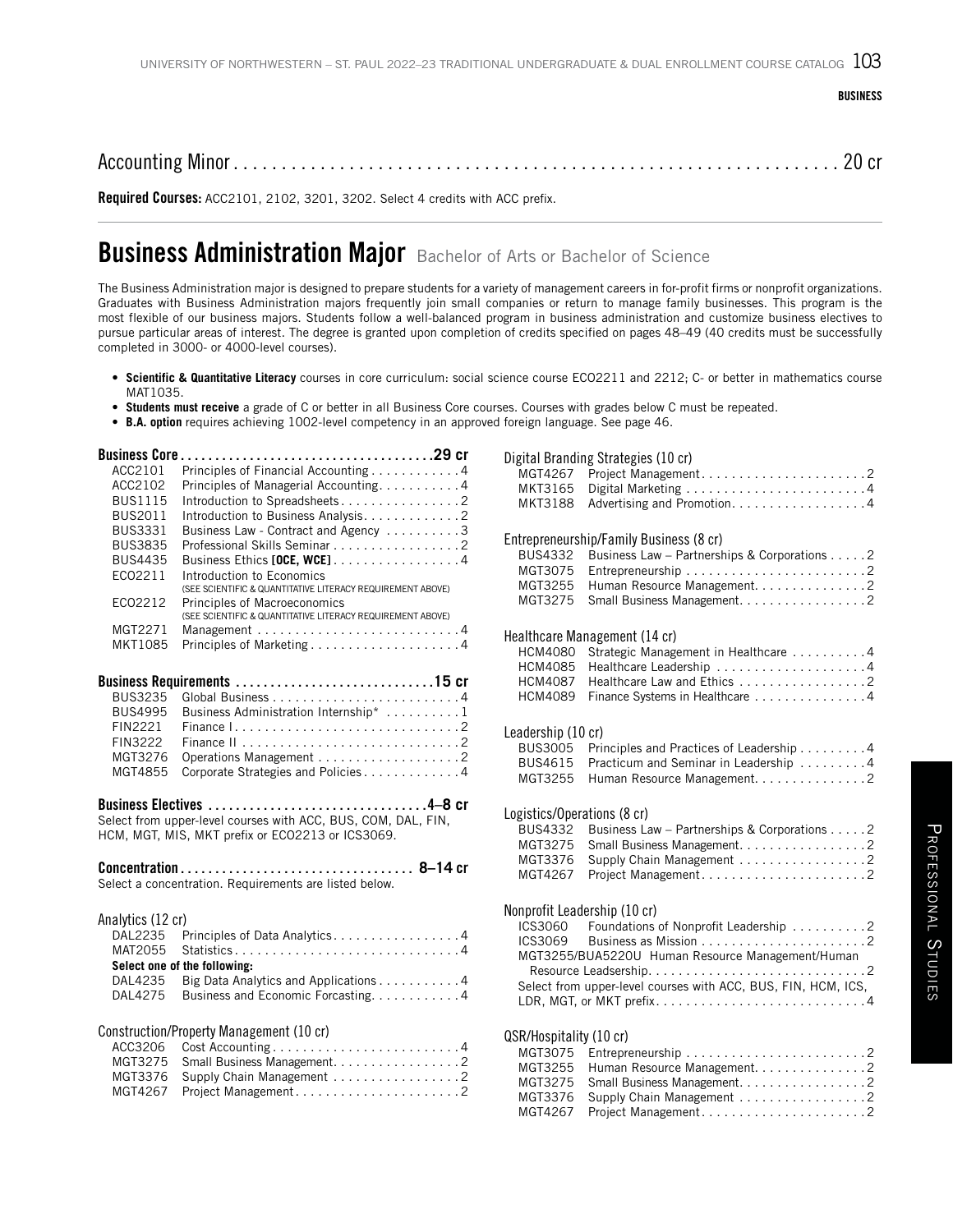## Accounting Minor . . . . . . . . . . 20 cr

**Required Courses:** ACC2101, 2102, 3201, 3202. Select 4 credits with ACC prefix.

# Business Administration Major Bachelor of Arts or Bachelor of Science

The Business Administration major is designed to prepare students for a variety of management careers in for-profit firms or nonprofit organizations. Graduates with Business Administration majors frequently join small companies or return to manage family businesses. This program is the most flexible of our business majors. Students follow a well-balanced program in business administration and customize business electives to pursue particular areas of interest. The degree is granted upon completion of credits specified on pages 48–49 (40 credits must be successfully completed in 3000- or 4000-level courses).

- **Scientific & Quantitative Literacy** courses in core curriculum: social science course ECO2211 and 2212; C- or better in mathematics course MAT1035.
- **Students must receive** a grade of C or better in all Business Core courses. Courses with grades below C must be repeated.
- **B.A. option** requires achieving 1002-level competency in an approved foreign language. See page 46.

### Business Core . . . . . . . . . . 29 cr

| Course | Title | Credits |
|---|---|---|
| ACC2101 | Principles of Financial Accounting | 4 |
| ACC2102 | Principles of Managerial Accounting | 4 |
| BUS1115 | Introduction to Spreadsheets | 2 |
| BUS2011 | Introduction to Business Analysis | 2 |
| BUS3331 | Business Law - Contract and Agency | 3 |
| BUS3835 | Professional Skills Seminar | 2 |
| BUS4435 | Business Ethics **[OCE, WCE]** | 4 |
| ECO2211 | Introduction to Economics (SEE SCIENTIFIC & QUANTITATIVE LITERACY REQUIREMENT ABOVE) | |
| ECO2212 | Principles of Macroeconomics (SEE SCIENTIFIC & QUANTITATIVE LITERACY REQUIREMENT ABOVE) | |
| MGT2271 | Management | 4 |
| MKT1085 | Principles of Marketing | 4 |

### Business Requirements . . . . . . . . . . 15 cr

| Course | Title | Credits |
|---|---|---|
| BUS3235 | Global Business | 4 |
| BUS4995 | Business Administration Internship* | 1 |
| FIN2221 | Finance I | 2 |
| FIN3222 | Finance II | 2 |
| MGT3276 | Operations Management | 2 |
| MGT4855 | Corporate Strategies and Policies | 4 |

### Business Electives . . . . . . . . . . 4–8 cr

Select from upper-level courses with ACC, BUS, COM, DAL, FIN, HCM, MGT, MIS, MKT prefix or ECO2213 or ICS3069.

### Concentration . . . . . . . . . . 8–14 cr

Select a concentration. Requirements are listed below.

#### Analytics (12 cr)

| Course | Title | Credits |
|---|---|---|
| DAL2235 | Principles of Data Analytics | 4 |
| MAT2055 | Statistics | 4 |
| **Select one of the following:** | | |
| DAL4235 | Big Data Analytics and Applications | 4 |
| DAL4275 | Business and Economic Forcasting | 4 |

#### Construction/Property Management (10 cr)

| Course | Title | Credits |
|---|---|---|
| ACC3206 | Cost Accounting | 4 |
| MGT3275 | Small Business Management | 2 |
| MGT3376 | Supply Chain Management | 2 |
| MGT4267 | Project Management | 2 |

#### Digital Branding Strategies (10 cr)

| Course | Title | Credits |
|---|---|---|
| MGT4267 | Project Management | 2 |
| MKT3165 | Digital Marketing | 4 |
| MKT3188 | Advertising and Promotion | 4 |

#### Entrepreneurship/Family Business (8 cr)

| Course | Title | Credits |
|---|---|---|
| BUS4332 | Business Law – Partnerships & Corporations | 2 |
| MGT3075 | Entrepreneurship | 2 |
| MGT3255 | Human Resource Management | 2 |
| MGT3275 | Small Business Management | 2 |

#### Healthcare Management (14 cr)

| Course | Title | Credits |
|---|---|---|
| HCM4080 | Strategic Management in Healthcare | 4 |
| HCM4085 | Healthcare Leadership | 4 |
| HCM4087 | Healthcare Law and Ethics | 2 |
| HCM4089 | Finance Systems in Healthcare | 4 |

#### Leadership (10 cr)

| Course | Title | Credits |
|---|---|---|
| BUS3005 | Principles and Practices of Leadership | 4 |
| BUS4615 | Practicum and Seminar in Leadership | 4 |
| MGT3255 | Human Resource Management | 2 |

#### Logistics/Operations (8 cr)

| Course | Title | Credits |
|---|---|---|
| BUS4332 | Business Law – Partnerships & Corporations | 2 |
| MGT3275 | Small Business Management | 2 |
| MGT3376 | Supply Chain Management | 2 |
| MGT4267 | Project Management | 2 |

#### Nonprofit Leadership (10 cr)

| Course | Title | Credits |
|---|---|---|
| ICS3060 | Foundations of Nonprofit Leadership | 2 |
| ICS3069 | Business as Mission | 2 |
| MGT3255/BUA5220U | Human Resource Management/Human Resource Leadsership | 2 |
| Select from upper-level courses with ACC, BUS, FIN, HCM, ICS, LDR, MGT, or MKT prefix | | 4 |

#### QSR/Hospitality (10 cr)

| Course | Title | Credits |
|---|---|---|
| MGT3075 | Entrepreneurship | 2 |
| MGT3255 | Human Resource Management | 2 |
| MGT3275 | Small Business Management | 2 |
| MGT3376 | Supply Chain Management | 2 |
| MGT4267 | Project Management | 2 |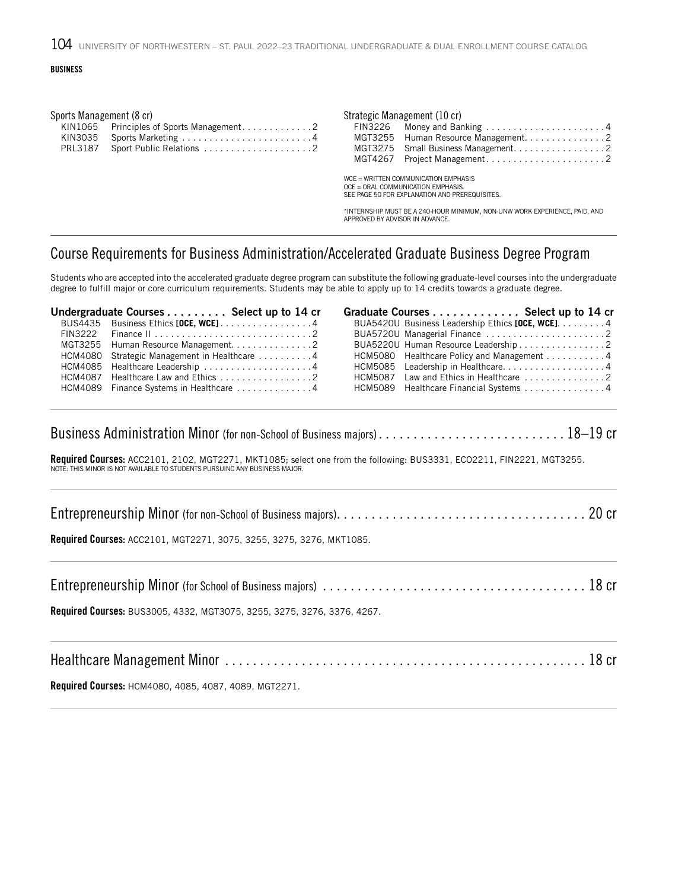**BUSINESS**

Sports Management (8 cr)

| | | |
|---|---|---|
| KIN1065 | Principles of Sports Management | 2 |
| KIN3035 | Sports Marketing | 4 |
| PRL3187 | Sport Public Relations | 2 |

Strategic Management (10 cr)

| | | |
|---|---|---|
| FIN3226 | Money and Banking | 4 |
| MGT3255 | Human Resource Management | 2 |
| MGT3275 | Small Business Management | 2 |
| MGT4267 | Project Management | 2 |

WCE = WRITTEN COMMUNICATION EMPHASIS
OCE = ORAL COMMUNICATION EMPHASIS.
SEE PAGE 50 FOR EXPLANATION AND PREREQUISITES.

*INTERNSHIP MUST BE A 240-HOUR MINIMUM, NON-UNW WORK EXPERIENCE, PAID, AND APPROVED BY ADVISOR IN ADVANCE.

## Course Requirements for Business Administration/Accelerated Graduate Business Degree Program

Students who are accepted into the accelerated graduate degree program can substitute the following graduate-level courses into the undergraduate degree to fulfill major or core curriculum requirements. Students may be able to apply up to 14 credits towards a graduate degree.

**Undergraduate Courses . . . . . . . . . Select up to 14 cr**

| | | |
|---|---|---|
| BUS4435 | Business Ethics **[OCE, WCE]** | 4 |
| FIN3222 | Finance II | 2 |
| MGT3255 | Human Resource Management | 2 |
| HCM4080 | Strategic Management in Healthcare | 4 |
| HCM4085 | Healthcare Leadership | 4 |
| HCM4087 | Healthcare Law and Ethics | 2 |
| HCM4089 | Finance Systems in Healthcare | 4 |

**Graduate Courses . . . . . . . . . . . . Select up to 14 cr**

| | | |
|---|---|---|
| BUA5420U | Business Leadership Ethics **[OCE, WCE]** | 4 |
| BUA5720U | Managerial Finance | 2 |
| BUA5220U | Human Resource Leadership | 2 |
| HCM5080 | Healthcare Policy and Management | 4 |
| HCM5085 | Leadership in Healthcare | 4 |
| HCM5087 | Law and Ethics in Healthcare | 2 |
| HCM5089 | Healthcare Financial Systems | 4 |

## Business Administration Minor (for non-School of Business majors) . . . . . . . . . . . . 18–19 cr

**Required Courses:** ACC2101, 2102, MGT2271, MKT1085; select one from the following: BUS3331, ECO2211, FIN2221, MGT3255.
NOTE: THIS MINOR IS NOT AVAILABLE TO STUDENTS PURSUING ANY BUSINESS MAJOR.

## Entrepreneurship Minor (for non-School of Business majors) . . . . . . . . . . . . 20 cr

**Required Courses:** ACC2101, MGT2271, 3075, 3255, 3275, 3276, MKT1085.

## Entrepreneurship Minor (for School of Business majors) . . . . . . . . . . . . 18 cr

**Required Courses:** BUS3005, 4332, MGT3075, 3255, 3275, 3276, 3376, 4267.

## Healthcare Management Minor . . . . . . . . . . . . 18 cr

**Required Courses:** HCM4080, 4085, 4087, 4089, MGT2271.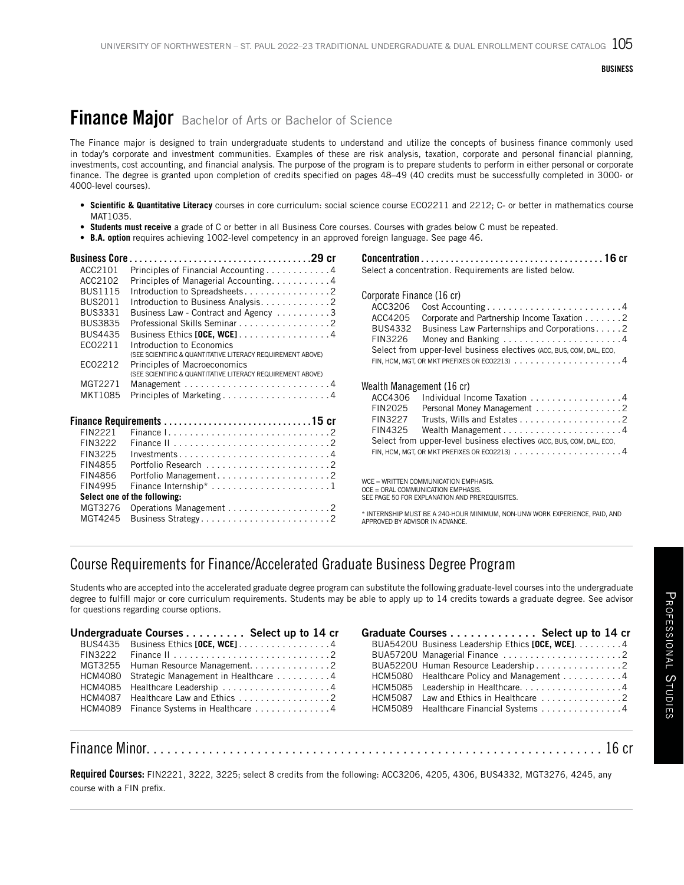# Finance Major Bachelor of Arts or Bachelor of Science

The Finance major is designed to train undergraduate students to understand and utilize the concepts of business finance commonly used in today's corporate and investment communities. Examples of these are risk analysis, taxation, corporate and personal financial planning, investments, cost accounting, and financial analysis. The purpose of the program is to prepare students to perform in either personal or corporate finance. The degree is granted upon completion of credits specified on pages 48–49 (40 credits must be successfully completed in 3000- or 4000-level courses).

- **Scientific & Quantitative Literacy** courses in core curriculum: social science course ECO2211 and 2212; C- or better in mathematics course MAT1035.
- **Students must receive** a grade of C or better in all Business Core courses. Courses with grades below C must be repeated.
- **B.A. option** requires achieving 1002-level competency in an approved foreign language. See page 46.

## Business Core ........ 29 cr

| Course | Title | Credits |
|---|---|---|
| ACC2101 | Principles of Financial Accounting | 4 |
| ACC2102 | Principles of Managerial Accounting | 4 |
| BUS1115 | Introduction to Spreadsheets | 2 |
| BUS2011 | Introduction to Business Analysis | 2 |
| BUS3331 | Business Law - Contract and Agency | 3 |
| BUS3835 | Professional Skills Seminar | 2 |
| BUS4435 | Business Ethics **[OCE, WCE]** | 4 |
| ECO2211 | Introduction to Economics (SEE SCIENTIFIC & QUANTITATIVE LITERACY REQUIREMENT ABOVE) | |
| ECO2212 | Principles of Macroeconomics (SEE SCIENTIFIC & QUANTITATIVE LITERACY REQUIREMENT ABOVE) | |
| MGT2271 | Management | 4 |
| MKT1085 | Principles of Marketing | 4 |

## Finance Requirements ........ 15 cr

| Course | Title | Credits |
|---|---|---|
| FIN2221 | Finance I | 2 |
| FIN3222 | Finance II | 2 |
| FIN3225 | Investments | 4 |
| FIN4855 | Portfolio Research | 2 |
| FIN4856 | Portfolio Management | 2 |
| FIN4995 | Finance Internship* | 1 |
| **Select one of the following:** | | |
| MGT3276 | Operations Management | 2 |
| MGT4245 | Business Strategy | 2 |

## Concentration ........ 16 cr

Select a concentration. Requirements are listed below.

### Corporate Finance (16 cr)

| Course | Title | Credits |
|---|---|---|
| ACC3206 | Cost Accounting | 4 |
| ACC4205 | Corporate and Partnership Income Taxation | 2 |
| BUS4332 | Business Law Parternships and Corporations | 2 |
| FIN3226 | Money and Banking | 4 |
| Select from upper-level business electives (ACC, BUS, COM, DAL, ECO, FIN, HCM, MGT, OR MKT PREFIXES OR ECO2213) | | 4 |

### Wealth Management (16 cr)

| Course | Title | Credits |
|---|---|---|
| ACC4306 | Individual Income Taxation | 4 |
| FIN2025 | Personal Money Management | 2 |
| FIN3227 | Trusts, Wills and Estates | 2 |
| FIN4325 | Wealth Management | 4 |
| Select from upper-level business electives (ACC, BUS, COM, DAL, ECO, FIN, HCM, MGT, OR MKT PREFIXES OR ECO2213) | | 4 |

WCE = WRITTEN COMMUNICATION EMPHASIS.
OCE = ORAL COMMUNICATION EMPHASIS.
SEE PAGE 50 FOR EXPLANATION AND PREREQUISITES.

* INTERNSHIP MUST BE A 240-HOUR MINIMUM, NON-UNW WORK EXPERIENCE, PAID, AND APPROVED BY ADVISOR IN ADVANCE.

## Course Requirements for Finance/Accelerated Graduate Business Degree Program

Students who are accepted into the accelerated graduate degree program can substitute the following graduate-level courses into the undergraduate degree to fulfill major or core curriculum requirements. Students may be able to apply up to 14 credits towards a graduate degree. See advisor for questions regarding course options.

### Undergraduate Courses ........ Select up to 14 cr

| Course | Title | Credits |
|---|---|---|
| BUS4435 | Business Ethics **[OCE, WCE]** | 4 |
| FIN3222 | Finance II | 2 |
| MGT3255 | Human Resource Management | 2 |
| HCM4080 | Strategic Management in Healthcare | 4 |
| HCM4085 | Healthcare Leadership | 4 |
| HCM4087 | Healthcare Law and Ethics | 2 |
| HCM4089 | Finance Systems in Healthcare | 4 |

### Graduate Courses ........ Select up to 14 cr

| Course | Title | Credits |
|---|---|---|
| BUA5420U | Business Leadership Ethics **[OCE, WCE]** | 4 |
| BUA5720U | Managerial Finance | 2 |
| BUA5220U | Human Resource Leadership | 2 |
| HCM5080 | Healthcare Policy and Management | 4 |
| HCM5085 | Leadership in Healthcare | 4 |
| HCM5087 | Law and Ethics in Healthcare | 2 |
| HCM5089 | Healthcare Financial Systems | 4 |

## Finance Minor ........ 16 cr

**Required Courses:** FIN2221, 3222, 3225; select 8 credits from the following: ACC3206, 4205, 4306, BUS4332, MGT3276, 4245, any course with a FIN prefix.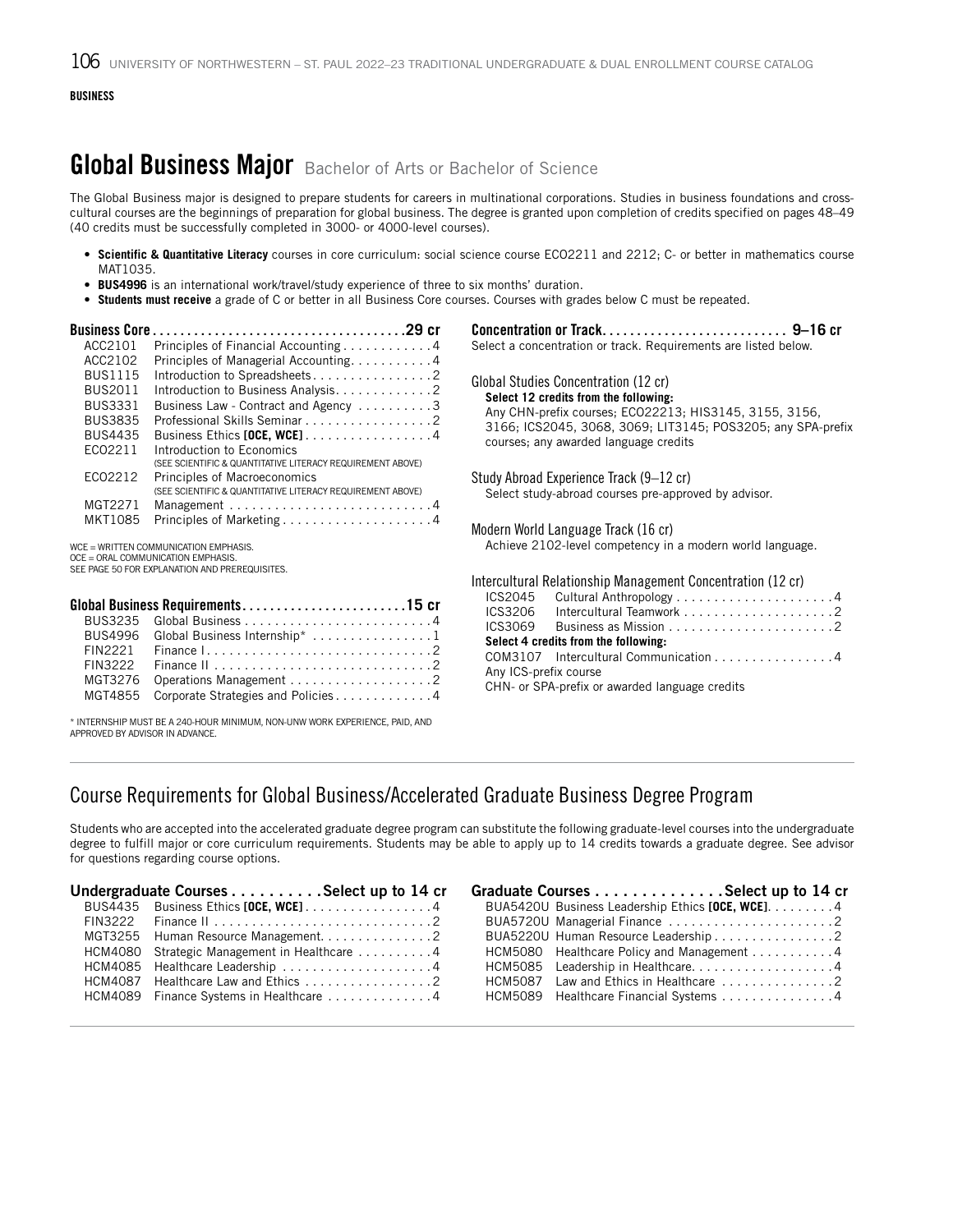**BUSINESS**

# Global Business Major Bachelor of Arts or Bachelor of Science

The Global Business major is designed to prepare students for careers in multinational corporations. Studies in business foundations and cross-cultural courses are the beginnings of preparation for global business. The degree is granted upon completion of credits specified on pages 48–49 (40 credits must be successfully completed in 3000- or 4000-level courses).

- **Scientific & Quantitative Literacy** courses in core curriculum: social science course ECO2211 and 2212; C- or better in mathematics course MAT1035.
- **BUS4996** is an international work/travel/study experience of three to six months' duration.
- **Students must receive** a grade of C or better in all Business Core courses. Courses with grades below C must be repeated.

### Business Core....29 cr

| Course | Title | Credits |
|---|---|---|
| ACC2101 | Principles of Financial Accounting | 4 |
| ACC2102 | Principles of Managerial Accounting | 4 |
| BUS1115 | Introduction to Spreadsheets | 2 |
| BUS2011 | Introduction to Business Analysis | 2 |
| BUS3331 | Business Law - Contract and Agency | 3 |
| BUS3835 | Professional Skills Seminar | 2 |
| BUS4435 | Business Ethics **[OCE, WCE]** | 4 |
| ECO2211 | Introduction to Economics (SEE SCIENTIFIC & QUANTITATIVE LITERACY REQUIREMENT ABOVE) | |
| ECO2212 | Principles of Macroeconomics (SEE SCIENTIFIC & QUANTITATIVE LITERACY REQUIREMENT ABOVE) | |
| MGT2271 | Management | 4 |
| MKT1085 | Principles of Marketing | 4 |

WCE = WRITTEN COMMUNICATION EMPHASIS.
OCE = ORAL COMMUNICATION EMPHASIS.
SEE PAGE 50 FOR EXPLANATION AND PREREQUISITES.

### Global Business Requirements....15 cr

| Course | Title | Credits |
|---|---|---|
| BUS3235 | Global Business | 4 |
| BUS4996 | Global Business Internship* | 1 |
| FIN2221 | Finance I | 2 |
| FIN3222 | Finance II | 2 |
| MGT3276 | Operations Management | 2 |
| MGT4855 | Corporate Strategies and Policies | 4 |

\* INTERNSHIP MUST BE A 240-HOUR MINIMUM, NON-UNW WORK EXPERIENCE, PAID, AND APPROVED BY ADVISOR IN ADVANCE.

### Concentration or Track.... 9–16 cr

Select a concentration or track. Requirements are listed below.

**Global Studies Concentration (12 cr)**

**Select 12 credits from the following:**
Any CHN-prefix courses; ECO22213; HIS3145, 3155, 3156, 3166; ICS2045, 3068, 3069; LIT3145; POS3205; any SPA-prefix courses; any awarded language credits

**Study Abroad Experience Track (9–12 cr)**

Select study-abroad courses pre-approved by advisor.

**Modern World Language Track (16 cr)**

Achieve 2102-level competency in a modern world language.

**Intercultural Relationship Management Concentration (12 cr)**

| Course | Title | Credits |
|---|---|---|
| ICS2045 | Cultural Anthropology | 4 |
| ICS3206 | Intercultural Teamwork | 2 |
| ICS3069 | Business as Mission | 2 |

**Select 4 credits from the following:**

| Course | Title | Credits |
|---|---|---|
| COM3107 | Intercultural Communication | 4 |

Any ICS-prefix course
CHN- or SPA-prefix or awarded language credits

## Course Requirements for Global Business/Accelerated Graduate Business Degree Program

Students who are accepted into the accelerated graduate degree program can substitute the following graduate-level courses into the undergraduate degree to fulfill major or core curriculum requirements. Students may be able to apply up to 14 credits towards a graduate degree. See advisor for questions regarding course options.

### Undergraduate Courses....Select up to 14 cr

| Course | Title | Credits |
|---|---|---|
| BUS4435 | Business Ethics **[OCE, WCE]** | 4 |
| FIN3222 | Finance II | 2 |
| MGT3255 | Human Resource Management | 2 |
| HCM4080 | Strategic Management in Healthcare | 4 |
| HCM4085 | Healthcare Leadership | 4 |
| HCM4087 | Healthcare Law and Ethics | 2 |
| HCM4089 | Finance Systems in Healthcare | 4 |

### Graduate Courses....Select up to 14 cr

| Course | Title | Credits |
|---|---|---|
| BUA5420U | Business Leadership Ethics **[OCE, WCE]** | 4 |
| BUA5720U | Managerial Finance | 2 |
| BUA5220U | Human Resource Leadership | 2 |
| HCM5080 | Healthcare Policy and Management | 4 |
| HCM5085 | Leadership in Healthcare | 4 |
| HCM5087 | Law and Ethics in Healthcare | 2 |
| HCM5089 | Healthcare Financial Systems | 4 |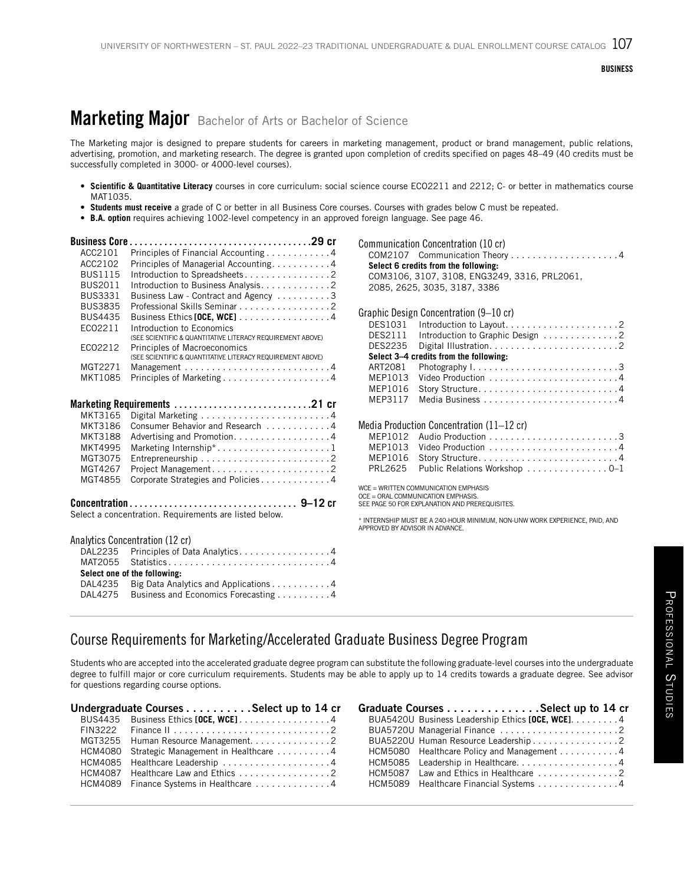# Marketing Major Bachelor of Arts or Bachelor of Science

The Marketing major is designed to prepare students for careers in marketing management, product or brand management, public relations, advertising, promotion, and marketing research. The degree is granted upon completion of credits specified on pages 48–49 (40 credits must be successfully completed in 3000- or 4000-level courses).

- **Scientific & Quantitative Literacy** courses in core curriculum: social science course ECO2211 and 2212; C- or better in mathematics course MAT1035.
- **Students must receive** a grade of C or better in all Business Core courses. Courses with grades below C must be repeated.
- **B.A. option** requires achieving 1002-level competency in an approved foreign language. See page 46.

**Business Core ... 29 cr**

| Course | Title | Credits |
|---|---|---|
| ACC2101 | Principles of Financial Accounting | 4 |
| ACC2102 | Principles of Managerial Accounting | 4 |
| BUS1115 | Introduction to Spreadsheets | 2 |
| BUS2011 | Introduction to Business Analysis | 2 |
| BUS3331 | Business Law - Contract and Agency | 3 |
| BUS3835 | Professional Skills Seminar | 2 |
| BUS4435 | Business Ethics **[OCE, WCE]** | 4 |
| ECO2211 | Introduction to Economics (SEE SCIENTIFIC & QUANTITATIVE LITERACY REQUIREMENT ABOVE) | |
| ECO2212 | Principles of Macroeconomics (SEE SCIENTIFIC & QUANTITATIVE LITERACY REQUIREMENT ABOVE) | |
| MGT2271 | Management | 4 |
| MKT1085 | Principles of Marketing | 4 |

**Marketing Requirements ... 21 cr**

| Course | Title | Credits |
|---|---|---|
| MKT3165 | Digital Marketing | 4 |
| MKT3186 | Consumer Behavior and Research | 4 |
| MKT3188 | Advertising and Promotion | 4 |
| MKT4995 | Marketing Internship* | 1 |
| MGT3075 | Entrepreneurship | 2 |
| MGT4267 | Project Management | 2 |
| MGT4855 | Corporate Strategies and Policies | 4 |

**Concentration ... 9–12 cr**

Select a concentration. Requirements are listed below.

Analytics Concentration (12 cr)

| Course | Title | Credits |
|---|---|---|
| DAL2235 | Principles of Data Analytics | 4 |
| MAT2055 | Statistics | 4 |
| **Select one of the following:** | | |
| DAL4235 | Big Data Analytics and Applications | 4 |
| DAL4275 | Business and Economics Forecasting | 4 |

Communication Concentration (10 cr)

| Course | Title | Credits |
|---|---|---|
| COM2107 | Communication Theory | 4 |

**Select 6 credits from the following:**
COM3106, 3107, 3108, ENG3249, 3316, PRL2061, 2085, 2625, 3035, 3187, 3386

Graphic Design Concentration (9–10 cr)

| Course | Title | Credits |
|---|---|---|
| DES1031 | Introduction to Layout | 2 |
| DES2111 | Introduction to Graphic Design | 2 |
| DES2235 | Digital Illustration | 2 |
| **Select 3–4 credits from the following:** | | |
| ART2081 | Photography I | 3 |
| MEP1013 | Video Production | 4 |
| MEP1016 | Story Structure | 4 |
| MEP3117 | Media Business | 4 |

Media Production Concentration (11–12 cr)

| Course | Title | Credits |
|---|---|---|
| MEP1012 | Audio Production | 3 |
| MEP1013 | Video Production | 4 |
| MEP1016 | Story Structure | 4 |
| PRL2625 | Public Relations Workshop | 0–1 |

WCE = WRITTEN COMMUNICATION EMPHASIS
OCE = ORAL COMMUNICATION EMPHASIS.
SEE PAGE 50 FOR EXPLANATION AND PREREQUISITES.

* INTERNSHIP MUST BE A 240-HOUR MINIMUM, NON-UNW WORK EXPERIENCE, PAID, AND APPROVED BY ADVISOR IN ADVANCE.

## Course Requirements for Marketing/Accelerated Graduate Business Degree Program

Students who are accepted into the accelerated graduate degree program can substitute the following graduate-level courses into the undergraduate degree to fulfill major or core curriculum requirements. Students may be able to apply up to 14 credits towards a graduate degree. See advisor for questions regarding course options.

**Undergraduate Courses ... Select up to 14 cr**

| Course | Title | Credits |
|---|---|---|
| BUS4435 | Business Ethics **[OCE, WCE]** | 4 |
| FIN3222 | Finance II | 2 |
| MGT3255 | Human Resource Management | 2 |
| HCM4080 | Strategic Management in Healthcare | 4 |
| HCM4085 | Healthcare Leadership | 4 |
| HCM4087 | Healthcare Law and Ethics | 2 |
| HCM4089 | Finance Systems in Healthcare | 4 |

**Graduate Courses ... Select up to 14 cr**

| Course | Title | Credits |
|---|---|---|
| BUA5420U | Business Leadership Ethics **[OCE, WCE]** | 4 |
| BUA5720U | Managerial Finance | 2 |
| BUA5220U | Human Resource Leadership | 2 |
| HCM5080 | Healthcare Policy and Management | 4 |
| HCM5085 | Leadership in Healthcare | 4 |
| HCM5087 | Law and Ethics in Healthcare | 2 |
| HCM5089 | Healthcare Financial Systems | 4 |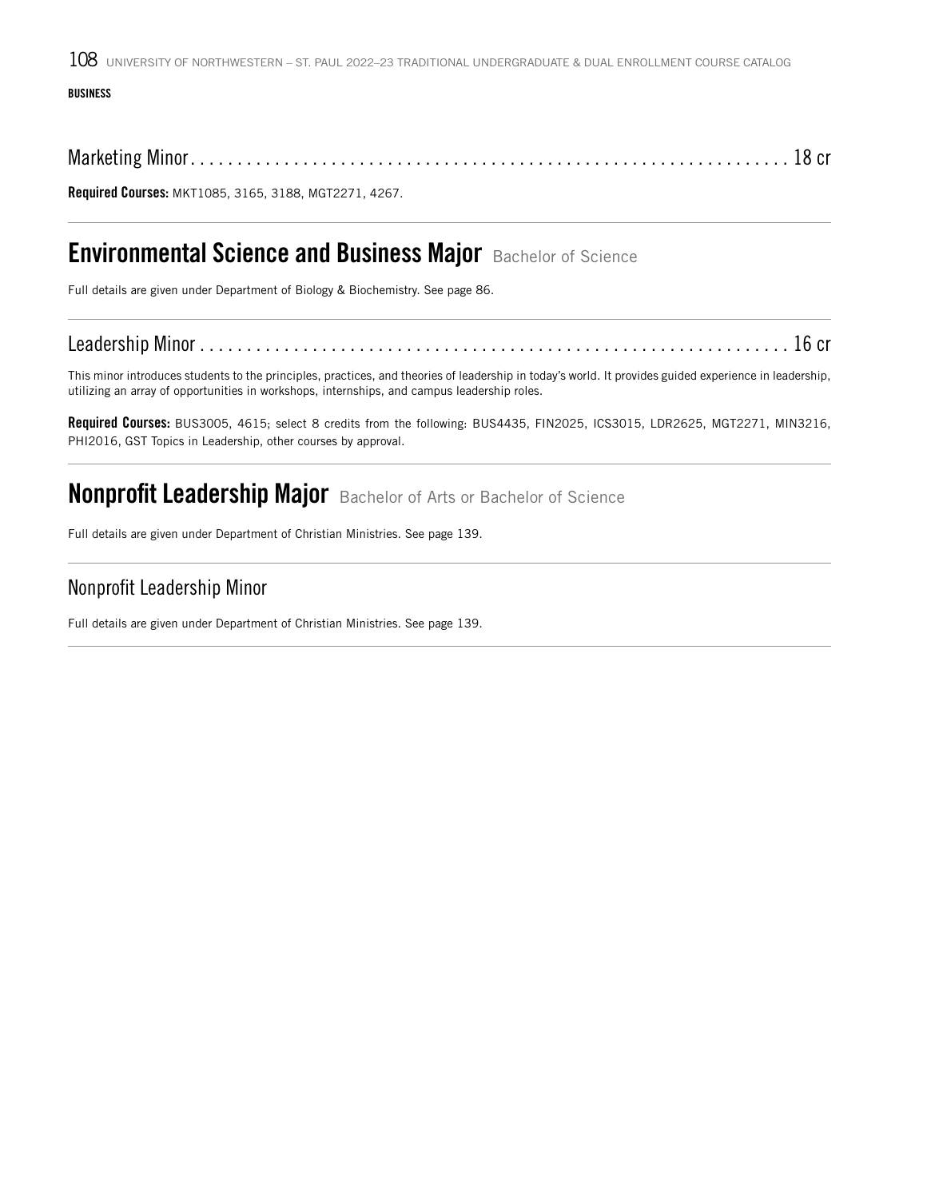**BUSINESS**

## Marketing Minor . . . . . . . . . . . . . . . . . . . . . . . . . . . . . . . . . . . . . . . . . . . . . . . . . . . . . . . . . . . . 18 cr

**Required Courses:** MKT1085, 3165, 3188, MGT2271, 4267.

# Environmental Science and Business Major Bachelor of Science

Full details are given under Department of Biology & Biochemistry. See page 86.

## Leadership Minor . . . . . . . . . . . . . . . . . . . . . . . . . . . . . . . . . . . . . . . . . . . . . . . . . . . . . . . . . . . . 16 cr

This minor introduces students to the principles, practices, and theories of leadership in today's world. It provides guided experience in leadership, utilizing an array of opportunities in workshops, internships, and campus leadership roles.

**Required Courses:** BUS3005, 4615; select 8 credits from the following: BUS4435, FIN2025, ICS3015, LDR2625, MGT2271, MIN3216, PHI2016, GST Topics in Leadership, other courses by approval.

# Nonprofit Leadership Major Bachelor of Arts or Bachelor of Science

Full details are given under Department of Christian Ministries. See page 139.

## Nonprofit Leadership Minor

Full details are given under Department of Christian Ministries. See page 139.